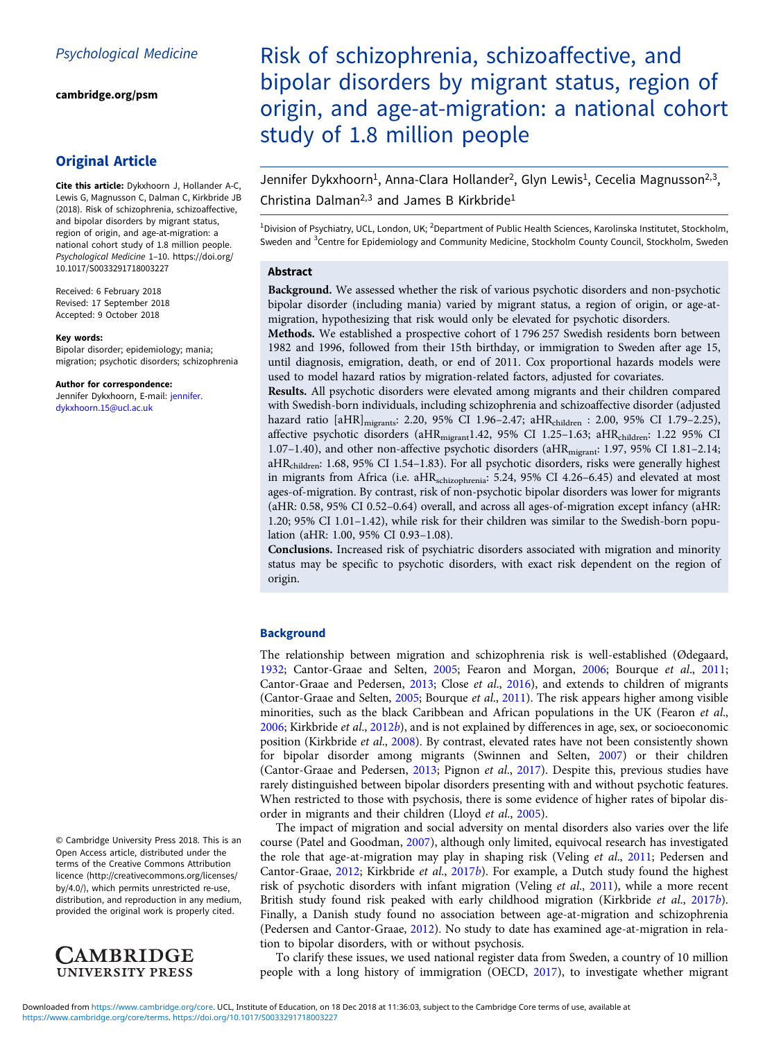Psychological Medicine

cambridge.org/psm

## Original Article

**Cite this article:** Dykxhoorn J, Hollander A-C, Lewis G, Magnusson C, Dalman C, Kirkbride JB (2018). Risk of schizophrenia, schizoaffective, and bipolar disorders by migrant status, region of origin, and age-at-migration: a national cohort study of 1.8 million people. *Psychological Medicine* 1–10. https://doi.org/10.1017/S0033291718003227

Received: 6 February 2018
Revised: 17 September 2018
Accepted: 9 October 2018

**Key words:**
Bipolar disorder; epidemiology; mania; migration; psychotic disorders; schizophrenia

**Author for correspondence:**
Jennifer Dykxhoorn, E-mail: jennifer.dykxhoorn.15@ucl.ac.uk

© Cambridge University Press 2018. This is an Open Access article, distributed under the terms of the Creative Commons Attribution licence (http://creativecommons.org/licenses/by/4.0/), which permits unrestricted re-use, distribution, and reproduction in any medium, provided the original work is properly cited.

# Risk of schizophrenia, schizoaffective, and bipolar disorders by migrant status, region of origin, and age-at-migration: a national cohort study of 1.8 million people

Jennifer Dykxhoorn[1], Anna-Clara Hollander[2], Glyn Lewis[1], Cecelia Magnusson[2,3], Christina Dalman[2,3] and James B Kirkbride[1]

[1]Division of Psychiatry, UCL, London, UK; [2]Department of Public Health Sciences, Karolinska Institutet, Stockholm, Sweden and [3]Centre for Epidemiology and Community Medicine, Stockholm County Council, Stockholm, Sweden

## Abstract

**Background.** We assessed whether the risk of various psychotic disorders and non-psychotic bipolar disorder (including mania) varied by migrant status, a region of origin, or age-at-migration, hypothesizing that risk would only be elevated for psychotic disorders.

**Methods.** We established a prospective cohort of 1 796 257 Swedish residents born between 1982 and 1996, followed from their 15th birthday, or immigration to Sweden after age 15, until diagnosis, emigration, death, or end of 2011. Cox proportional hazards models were used to model hazard ratios by migration-related factors, adjusted for covariates.

**Results.** All psychotic disorders were elevated among migrants and their children compared with Swedish-born individuals, including schizophrenia and schizoaffective disorder (adjusted hazard ratio [aHR]$_{migrants}$: 2.20, 95% CI 1.96–2.47; aHR$_{children}$ : 2.00, 95% CI 1.79–2.25), affective psychotic disorders (aHR$_{migrant}$1.42, 95% CI 1.25–1.63; aHR$_{children}$: 1.22 95% CI 1.07–1.40), and other non-affective psychotic disorders (aHR$_{migrant}$: 1.97, 95% CI 1.81–2.14; aHR$_{children}$: 1.68, 95% CI 1.54–1.83). For all psychotic disorders, risks were generally highest in migrants from Africa (i.e. aHR$_{schizophrenia}$: 5.24, 95% CI 4.26–6.45) and elevated at most ages-of-migration. By contrast, risk of non-psychotic bipolar disorders was lower for migrants (aHR: 0.58, 95% CI 0.52–0.64) overall, and across all ages-of-migration except infancy (aHR: 1.20; 95% CI 1.01–1.42), while risk for their children was similar to the Swedish-born population (aHR: 1.00, 95% CI 0.93–1.08).

**Conclusions.** Increased risk of psychiatric disorders associated with migration and minority status may be specific to psychotic disorders, with exact risk dependent on the region of origin.

## Background

The relationship between migration and schizophrenia risk is well-established (Ødegaard, 1932; Cantor-Graae and Selten, 2005; Fearon and Morgan, 2006; Bourque *et al.*, 2011; Cantor-Graae and Pedersen, 2013; Close *et al.*, 2016), and extends to children of migrants (Cantor-Graae and Selten, 2005; Bourque *et al.*, 2011). The risk appears higher among visible minorities, such as the black Caribbean and African populations in the UK (Fearon *et al.*, 2006; Kirkbride *et al.*, 2012*b*), and is not explained by differences in age, sex, or socioeconomic position (Kirkbride *et al.*, 2008). By contrast, elevated rates have not been consistently shown for bipolar disorder among migrants (Swinnen and Selten, 2007) or their children (Cantor-Graae and Pedersen, 2013; Pignon *et al.*, 2017). Despite this, previous studies have rarely distinguished between bipolar disorders presenting with and without psychotic features. When restricted to those with psychosis, there is some evidence of higher rates of bipolar disorder in migrants and their children (Lloyd *et al.*, 2005).

The impact of migration and social adversity on mental disorders also varies over the life course (Patel and Goodman, 2007), although only limited, equivocal research has investigated the role that age-at-migration may play in shaping risk (Veling *et al.*, 2011; Pedersen and Cantor-Graae, 2012; Kirkbride *et al.*, 2017*b*). For example, a Dutch study found the highest risk of psychotic disorders with infant migration (Veling *et al.*, 2011), while a more recent British study found risk peaked with early childhood migration (Kirkbride *et al.*, 2017*b*). Finally, a Danish study found no association between age-at-migration and schizophrenia (Pedersen and Cantor-Graae, 2012). No study to date has examined age-at-migration in relation to bipolar disorders, with or without psychosis.

To clarify these issues, we used national register data from Sweden, a country of 10 million people with a long history of immigration (OECD, 2017), to investigate whether migrant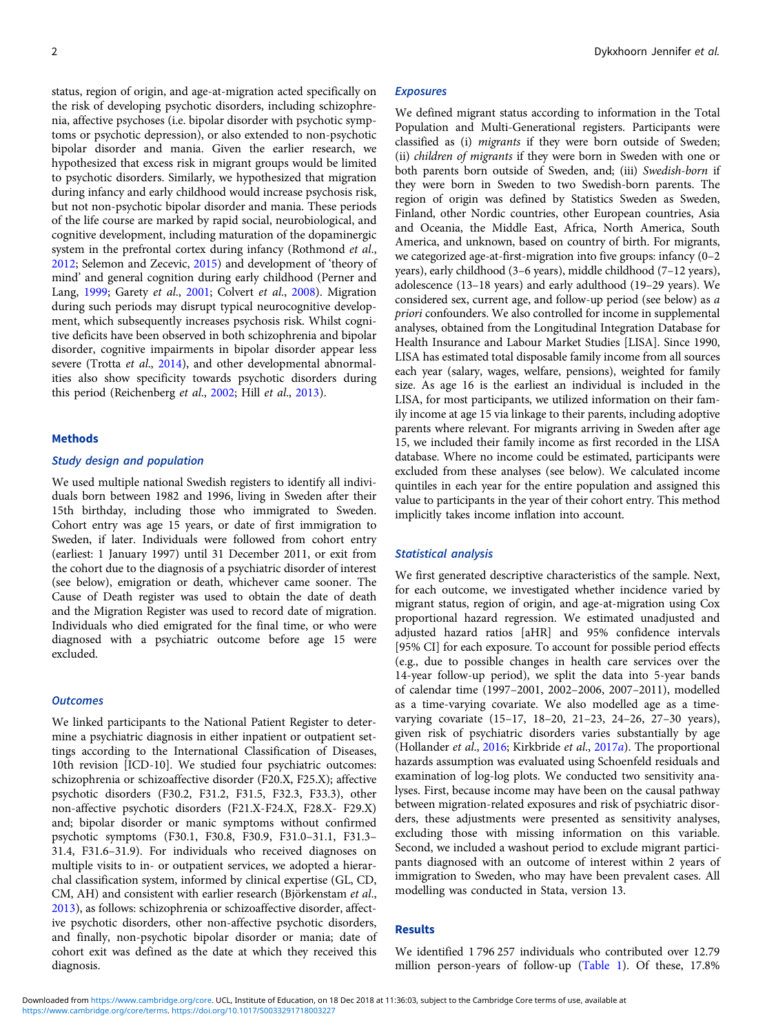status, region of origin, and age-at-migration acted specifically on the risk of developing psychotic disorders, including schizophrenia, affective psychoses (i.e. bipolar disorder with psychotic symptoms or psychotic depression), or also extended to non-psychotic bipolar disorder and mania. Given the earlier research, we hypothesized that excess risk in migrant groups would be limited to psychotic disorders. Similarly, we hypothesized that migration during infancy and early childhood would increase psychosis risk, but not non-psychotic bipolar disorder and mania. These periods of the life course are marked by rapid social, neurobiological, and cognitive development, including maturation of the dopaminergic system in the prefrontal cortex during infancy (Rothmond *et al.*, 2012; Selemon and Zecevic, 2015) and development of 'theory of mind' and general cognition during early childhood (Perner and Lang, 1999; Garety *et al.*, 2001; Colvert *et al.*, 2008). Migration during such periods may disrupt typical neurocognitive development, which subsequently increases psychosis risk. Whilst cognitive deficits have been observed in both schizophrenia and bipolar disorder, cognitive impairments in bipolar disorder appear less severe (Trotta *et al.*, 2014), and other developmental abnormalities also show specificity towards psychotic disorders during this period (Reichenberg *et al.*, 2002; Hill *et al.*, 2013).

## Methods

### Study design and population

We used multiple national Swedish registers to identify all individuals born between 1982 and 1996, living in Sweden after their 15th birthday, including those who immigrated to Sweden. Cohort entry was age 15 years, or date of first immigration to Sweden, if later. Individuals were followed from cohort entry (earliest: 1 January 1997) until 31 December 2011, or exit from the cohort due to the diagnosis of a psychiatric disorder of interest (see below), emigration or death, whichever came sooner. The Cause of Death register was used to obtain the date of death and the Migration Register was used to record date of migration. Individuals who died emigrated for the final time, or who were diagnosed with a psychiatric outcome before age 15 were excluded.

### Outcomes

We linked participants to the National Patient Register to determine a psychiatric diagnosis in either inpatient or outpatient settings according to the International Classification of Diseases, 10th revision [ICD-10]. We studied four psychiatric outcomes: schizophrenia or schizoaffective disorder (F20.X, F25.X); affective psychotic disorders (F30.2, F31.2, F31.5, F32.3, F33.3), other non-affective psychotic disorders (F21.X-F24.X, F28.X- F29.X) and; bipolar disorder or manic symptoms without confirmed psychotic symptoms (F30.1, F30.8, F30.9, F31.0–31.1, F31.3–31.4, F31.6–31.9). For individuals who received diagnoses on multiple visits to in- or outpatient services, we adopted a hierarchal classification system, informed by clinical expertise (GL, CD, CM, AH) and consistent with earlier research (Björkenstam *et al.*, 2013), as follows: schizophrenia or schizoaffective disorder, affective psychotic disorders, other non-affective psychotic disorders, and finally, non-psychotic bipolar disorder or mania; date of cohort exit was defined as the date at which they received this diagnosis.

### Exposures

We defined migrant status according to information in the Total Population and Multi-Generational registers. Participants were classified as (i) *migrants* if they were born outside of Sweden; (ii) *children of migrants* if they were born in Sweden with one or both parents born outside of Sweden, and; (iii) *Swedish-born* if they were born in Sweden to two Swedish-born parents. The region of origin was defined by Statistics Sweden as Sweden, Finland, other Nordic countries, other European countries, Asia and Oceania, the Middle East, Africa, North America, South America, and unknown, based on country of birth. For migrants, we categorized age-at-first-migration into five groups: infancy (0–2 years), early childhood (3–6 years), middle childhood (7–12 years), adolescence (13–18 years) and early adulthood (19–29 years). We considered sex, current age, and follow-up period (see below) as *a priori* confounders. We also controlled for income in supplemental analyses, obtained from the Longitudinal Integration Database for Health Insurance and Labour Market Studies [LISA]. Since 1990, LISA has estimated total disposable family income from all sources each year (salary, wages, welfare, pensions), weighted for family size. As age 16 is the earliest an individual is included in the LISA, for most participants, we utilized information on their family income at age 15 via linkage to their parents, including adoptive parents where relevant. For migrants arriving in Sweden after age 15, we included their family income as first recorded in the LISA database. Where no income could be estimated, participants were excluded from these analyses (see below). We calculated income quintiles in each year for the entire population and assigned this value to participants in the year of their cohort entry. This method implicitly takes income inflation into account.

### Statistical analysis

We first generated descriptive characteristics of the sample. Next, for each outcome, we investigated whether incidence varied by migrant status, region of origin, and age-at-migration using Cox proportional hazard regression. We estimated unadjusted and adjusted hazard ratios [aHR] and 95% confidence intervals [95% CI] for each exposure. To account for possible period effects (e.g., due to possible changes in health care services over the 14-year follow-up period), we split the data into 5-year bands of calendar time (1997–2001, 2002–2006, 2007–2011), modelled as a time-varying covariate. We also modelled age as a time-varying covariate (15–17, 18–20, 21–23, 24–26, 27–30 years), given risk of psychiatric disorders varies substantially by age (Hollander *et al.*, 2016; Kirkbride *et al.*, 2017*a*). The proportional hazards assumption was evaluated using Schoenfeld residuals and examination of log-log plots. We conducted two sensitivity analyses. First, because income may have been on the causal pathway between migration-related exposures and risk of psychiatric disorders, these adjustments were presented as sensitivity analyses, excluding those with missing information on this variable. Second, we included a washout period to exclude migrant participants diagnosed with an outcome of interest within 2 years of immigration to Sweden, who may have been prevalent cases. All modelling was conducted in Stata, version 13.

## Results

We identified 1 796 257 individuals who contributed over 12.79 million person-years of follow-up (Table 1). Of these, 17.8%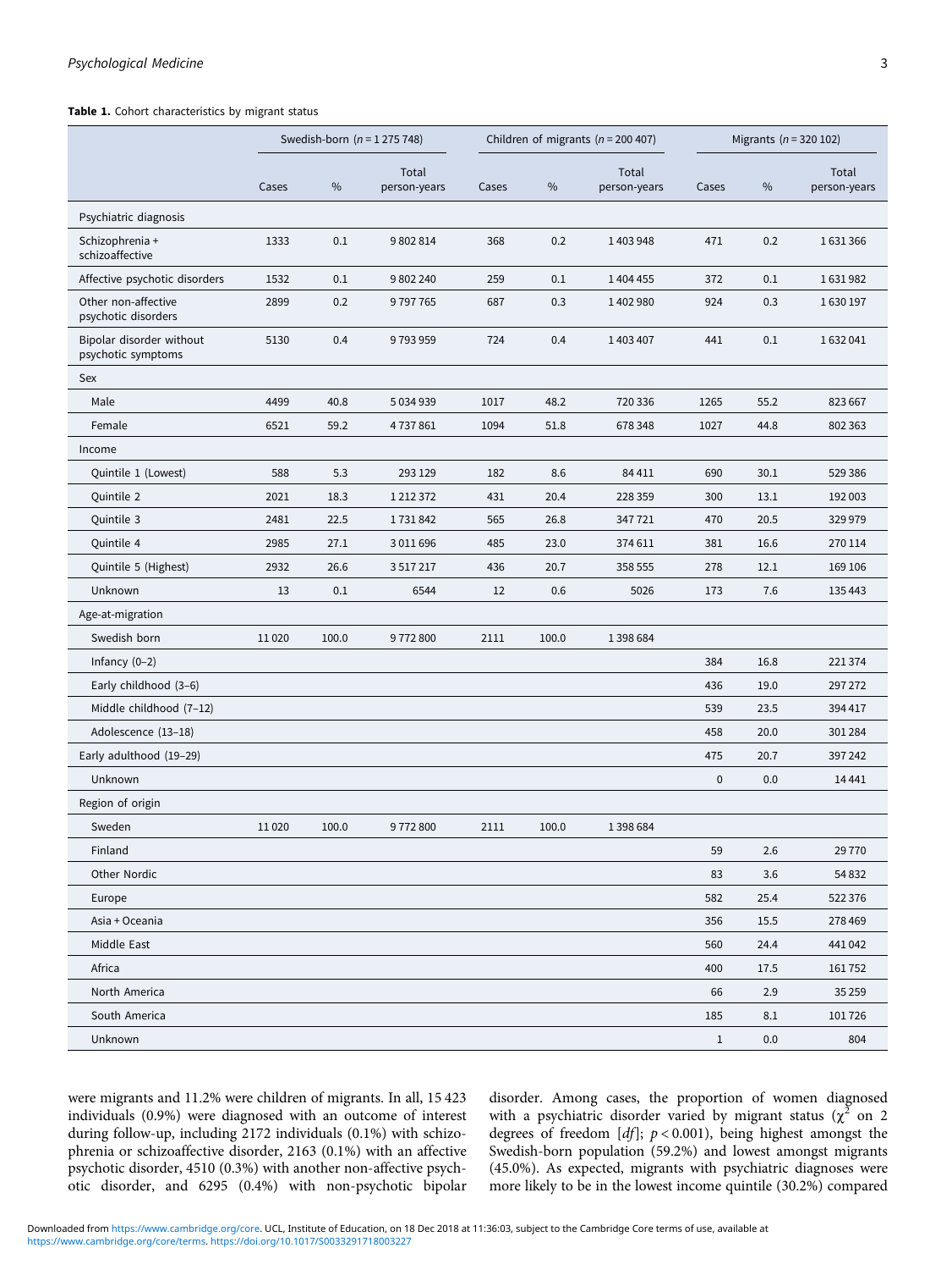**Table 1.** Cohort characteristics by migrant status

| | Swedish-born ($n$ = 1 275 748) | | | Children of migrants ($n$ = 200 407) | | | Migrants ($n$ = 320 102) | | |
|---|---|---|---|---|---|---|---|---|---|
| | Cases | % | Total person-years | Cases | % | Total person-years | Cases | % | Total person-years |
| Psychiatric diagnosis | | | | | | | | | |
| Schizophrenia + schizoaffective | 1333 | 0.1 | 9 802 814 | 368 | 0.2 | 1 403 948 | 471 | 0.2 | 1 631 366 |
| Affective psychotic disorders | 1532 | 0.1 | 9 802 240 | 259 | 0.1 | 1 404 455 | 372 | 0.1 | 1 631 982 |
| Other non-affective psychotic disorders | 2899 | 0.2 | 9 797 765 | 687 | 0.3 | 1 402 980 | 924 | 0.3 | 1 630 197 |
| Bipolar disorder without psychotic symptoms | 5130 | 0.4 | 9 793 959 | 724 | 0.4 | 1 403 407 | 441 | 0.1 | 1 632 041 |
| Sex | | | | | | | | | |
| Male | 4499 | 40.8 | 5 034 939 | 1017 | 48.2 | 720 336 | 1265 | 55.2 | 823 667 |
| Female | 6521 | 59.2 | 4 737 861 | 1094 | 51.8 | 678 348 | 1027 | 44.8 | 802 363 |
| Income | | | | | | | | | |
| Quintile 1 (Lowest) | 588 | 5.3 | 293 129 | 182 | 8.6 | 84 411 | 690 | 30.1 | 529 386 |
| Quintile 2 | 2021 | 18.3 | 1 212 372 | 431 | 20.4 | 228 359 | 300 | 13.1 | 192 003 |
| Quintile 3 | 2481 | 22.5 | 1 731 842 | 565 | 26.8 | 347 721 | 470 | 20.5 | 329 979 |
| Quintile 4 | 2985 | 27.1 | 3 011 696 | 485 | 23.0 | 374 611 | 381 | 16.6 | 270 114 |
| Quintile 5 (Highest) | 2932 | 26.6 | 3 517 217 | 436 | 20.7 | 358 555 | 278 | 12.1 | 169 106 |
| Unknown | 13 | 0.1 | 6544 | 12 | 0.6 | 5026 | 173 | 7.6 | 135 443 |
| Age-at-migration | | | | | | | | | |
| Swedish born | 11 020 | 100.0 | 9 772 800 | 2111 | 100.0 | 1 398 684 | | | |
| Infancy (0–2) | | | | | | | 384 | 16.8 | 221 374 |
| Early childhood (3–6) | | | | | | | 436 | 19.0 | 297 272 |
| Middle childhood (7–12) | | | | | | | 539 | 23.5 | 394 417 |
| Adolescence (13–18) | | | | | | | 458 | 20.0 | 301 284 |
| Early adulthood (19–29) | | | | | | | 475 | 20.7 | 397 242 |
| Unknown | | | | | | | 0 | 0.0 | 14 441 |
| Region of origin | | | | | | | | | |
| Sweden | 11 020 | 100.0 | 9 772 800 | 2111 | 100.0 | 1 398 684 | | | |
| Finland | | | | | | | 59 | 2.6 | 29 770 |
| Other Nordic | | | | | | | 83 | 3.6 | 54 832 |
| Europe | | | | | | | 582 | 25.4 | 522 376 |
| Asia + Oceania | | | | | | | 356 | 15.5 | 278 469 |
| Middle East | | | | | | | 560 | 24.4 | 441 042 |
| Africa | | | | | | | 400 | 17.5 | 161 752 |
| North America | | | | | | | 66 | 2.9 | 35 259 |
| South America | | | | | | | 185 | 8.1 | 101 726 |
| Unknown | | | | | | | 1 | 0.0 | 804 |

were migrants and 11.2% were children of migrants. In all, 15 423 individuals (0.9%) were diagnosed with an outcome of interest during follow-up, including 2172 individuals (0.1%) with schizophrenia or schizoaffective disorder, 2163 (0.1%) with an affective psychotic disorder, 4510 (0.3%) with another non-affective psychotic disorder, and 6295 (0.4%) with non-psychotic bipolar disorder. Among cases, the proportion of women diagnosed with a psychiatric disorder varied by migrant status ($\chi^2$ on 2 degrees of freedom [*df*]; $p < 0.001$), being highest amongst the Swedish-born population (59.2%) and lowest amongst migrants (45.0%). As expected, migrants with psychiatric diagnoses were more likely to be in the lowest income quintile (30.2%) compared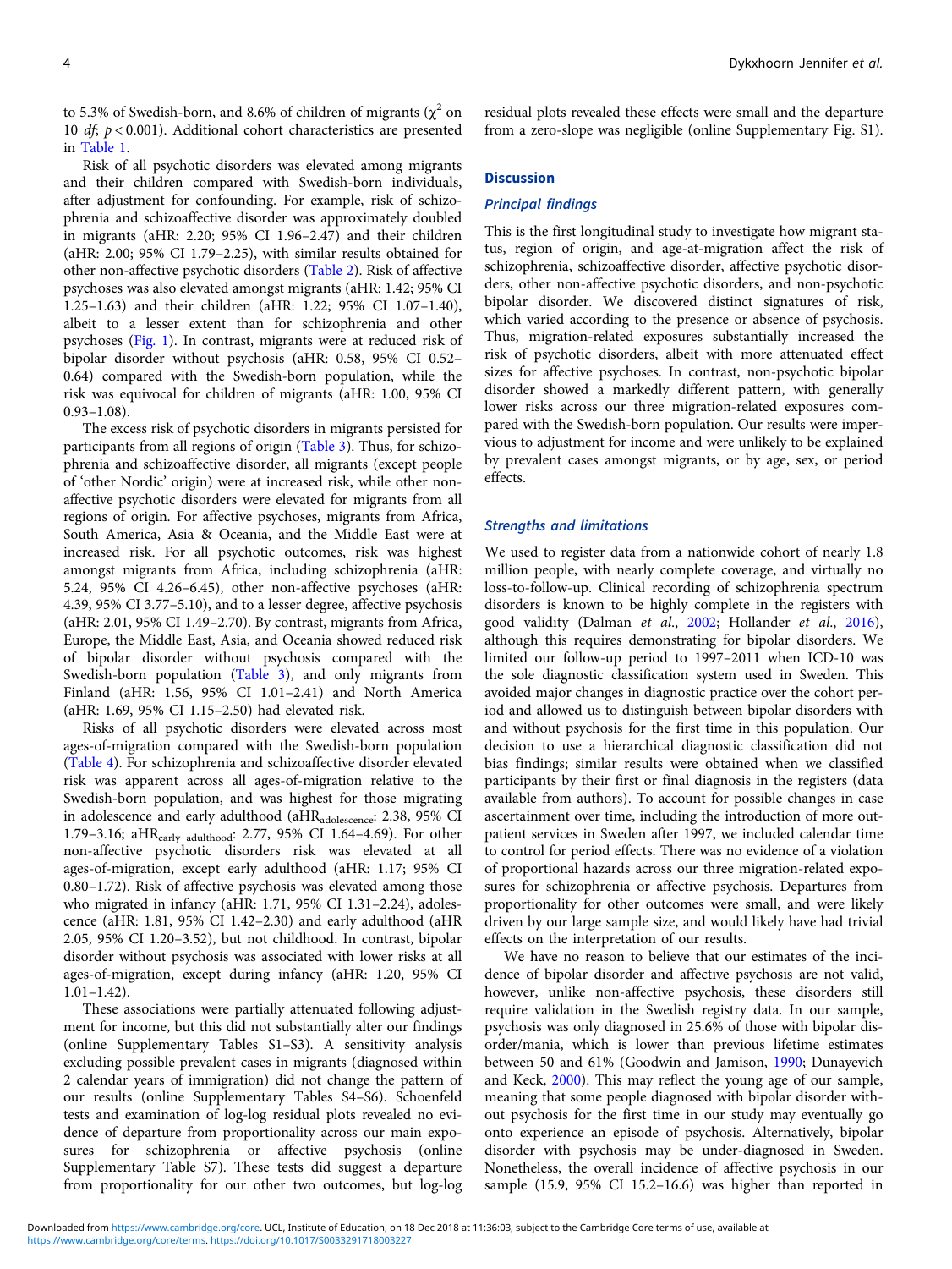to 5.3% of Swedish-born, and 8.6% of children of migrants ($\chi^2$ on 10 *df*; $p < 0.001$). Additional cohort characteristics are presented in Table 1.

Risk of all psychotic disorders was elevated among migrants and their children compared with Swedish-born individuals, after adjustment for confounding. For example, risk of schizophrenia and schizoaffective disorder was approximately doubled in migrants (aHR: 2.20; 95% CI 1.96–2.47) and their children (aHR: 2.00; 95% CI 1.79–2.25), with similar results obtained for other non-affective psychotic disorders (Table 2). Risk of affective psychoses was also elevated amongst migrants (aHR: 1.42; 95% CI 1.25–1.63) and their children (aHR: 1.22; 95% CI 1.07–1.40), albeit to a lesser extent than for schizophrenia and other psychoses (Fig. 1). In contrast, migrants were at reduced risk of bipolar disorder without psychosis (aHR: 0.58, 95% CI 0.52–0.64) compared with the Swedish-born population, while the risk was equivocal for children of migrants (aHR: 1.00, 95% CI 0.93–1.08).

The excess risk of psychotic disorders in migrants persisted for participants from all regions of origin (Table 3). Thus, for schizophrenia and schizoaffective disorder, all migrants (except people of 'other Nordic' origin) were at increased risk, while other non-affective psychotic disorders were elevated for migrants from all regions of origin. For affective psychoses, migrants from Africa, South America, Asia & Oceania, and the Middle East were at increased risk. For all psychotic outcomes, risk was highest amongst migrants from Africa, including schizophrenia (aHR: 5.24, 95% CI 4.26–6.45), other non-affective psychoses (aHR: 4.39, 95% CI 3.77–5.10), and to a lesser degree, affective psychosis (aHR: 2.01, 95% CI 1.49–2.70). By contrast, migrants from Africa, Europe, the Middle East, Asia, and Oceania showed reduced risk of bipolar disorder without psychosis compared with the Swedish-born population (Table 3), and only migrants from Finland (aHR: 1.56, 95% CI 1.01–2.41) and North America (aHR: 1.69, 95% CI 1.15–2.50) had elevated risk.

Risks of all psychotic disorders were elevated across most ages-of-migration compared with the Swedish-born population (Table 4). For schizophrenia and schizoaffective disorder elevated risk was apparent across all ages-of-migration relative to the Swedish-born population, and was highest for those migrating in adolescence and early adulthood ($\text{aHR}_{\text{adolescence}}$: 2.38, 95% CI 1.79–3.16; $\text{aHR}_{\text{early adulthood}}$: 2.77, 95% CI 1.64–4.69). For other non-affective psychotic disorders risk was elevated at all ages-of-migration, except early adulthood (aHR: 1.17; 95% CI 0.80–1.72). Risk of affective psychosis was elevated among those who migrated in infancy (aHR: 1.71, 95% CI 1.31–2.24), adolescence (aHR: 1.81, 95% CI 1.42–2.30) and early adulthood (aHR 2.05, 95% CI 1.20–3.52), but not childhood. In contrast, bipolar disorder without psychosis was associated with lower risks at all ages-of-migration, except during infancy (aHR: 1.20, 95% CI 1.01–1.42).

These associations were partially attenuated following adjustment for income, but this did not substantially alter our findings (online Supplementary Tables S1–S3). A sensitivity analysis excluding possible prevalent cases in migrants (diagnosed within 2 calendar years of immigration) did not change the pattern of our results (online Supplementary Tables S4–S6). Schoenfeld tests and examination of log-log residual plots revealed no evidence of departure from proportionality across our main exposures for schizophrenia or affective psychosis (online Supplementary Table S7). These tests did suggest a departure from proportionality for our other two outcomes, but log-log residual plots revealed these effects were small and the departure from a zero-slope was negligible (online Supplementary Fig. S1).

## Discussion

### *Principal findings*

This is the first longitudinal study to investigate how migrant status, region of origin, and age-at-migration affect the risk of schizophrenia, schizoaffective disorder, affective psychotic disorders, other non-affective psychotic disorders, and non-psychotic bipolar disorder. We discovered distinct signatures of risk, which varied according to the presence or absence of psychosis. Thus, migration-related exposures substantially increased the risk of psychotic disorders, albeit with more attenuated effect sizes for affective psychoses. In contrast, non-psychotic bipolar disorder showed a markedly different pattern, with generally lower risks across our three migration-related exposures compared with the Swedish-born population. Our results were impervious to adjustment for income and were unlikely to be explained by prevalent cases amongst migrants, or by age, sex, or period effects.

### *Strengths and limitations*

We used to register data from a nationwide cohort of nearly 1.8 million people, with nearly complete coverage, and virtually no loss-to-follow-up. Clinical recording of schizophrenia spectrum disorders is known to be highly complete in the registers with good validity (Dalman *et al.*, 2002; Hollander *et al.*, 2016), although this requires demonstrating for bipolar disorders. We limited our follow-up period to 1997–2011 when ICD-10 was the sole diagnostic classification system used in Sweden. This avoided major changes in diagnostic practice over the cohort period and allowed us to distinguish between bipolar disorders with and without psychosis for the first time in this population. Our decision to use a hierarchical diagnostic classification did not bias findings; similar results were obtained when we classified participants by their first or final diagnosis in the registers (data available from authors). To account for possible changes in case ascertainment over time, including the introduction of more outpatient services in Sweden after 1997, we included calendar time to control for period effects. There was no evidence of a violation of proportional hazards across our three migration-related exposures for schizophrenia or affective psychosis. Departures from proportionality for other outcomes were small, and were likely driven by our large sample size, and would likely have had trivial effects on the interpretation of our results.

We have no reason to believe that our estimates of the incidence of bipolar disorder and affective psychosis are not valid, however, unlike non-affective psychosis, these disorders still require validation in the Swedish registry data. In our sample, psychosis was only diagnosed in 25.6% of those with bipolar disorder/mania, which is lower than previous lifetime estimates between 50 and 61% (Goodwin and Jamison, 1990; Dunayevich and Keck, 2000). This may reflect the young age of our sample, meaning that some people diagnosed with bipolar disorder without psychosis for the first time in our study may eventually go onto experience an episode of psychosis. Alternatively, bipolar disorder with psychosis may be under-diagnosed in Sweden. Nonetheless, the overall incidence of affective psychosis in our sample (15.9, 95% CI 15.2–16.6) was higher than reported in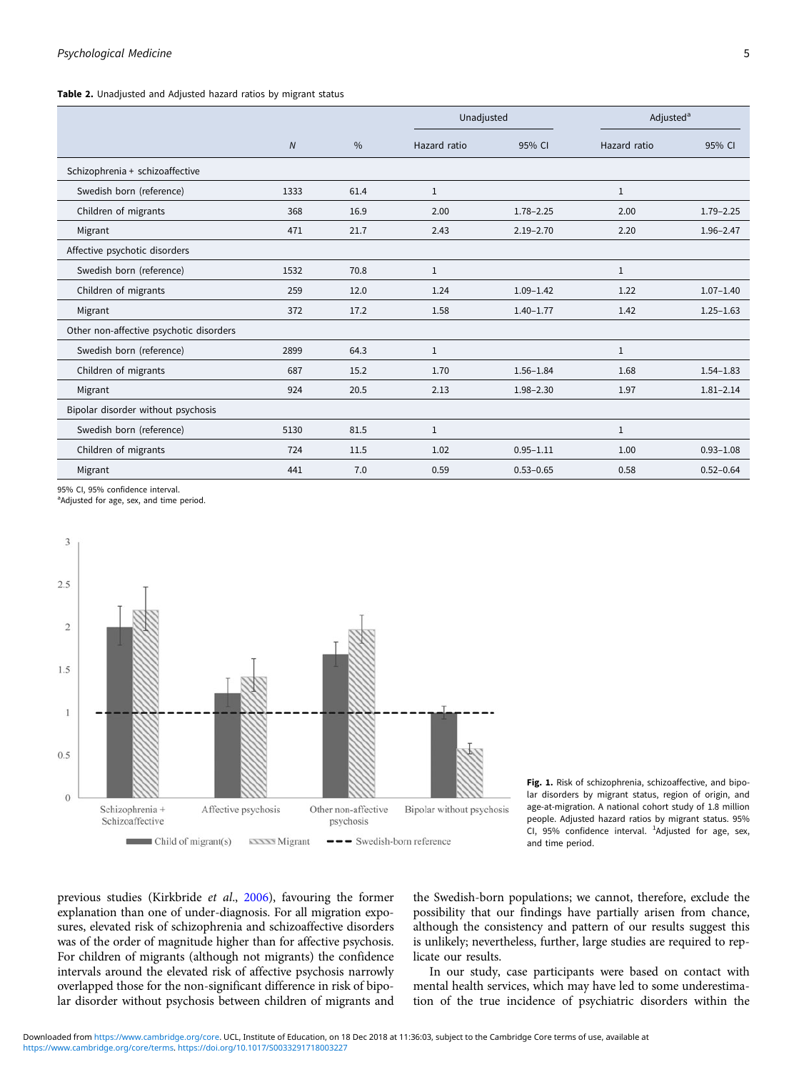**Table 2.** Unadjusted and Adjusted hazard ratios by migrant status

| | | | Unadjusted | | Adjusted[a] | |
|---|---|---|---|---|---|---|
| | *N* | % | Hazard ratio | 95% CI | Hazard ratio | 95% CI |
| Schizophrenia + schizoaffective | | | | | | |
| Swedish born (reference) | 1333 | 61.4 | 1 | | 1 | |
| Children of migrants | 368 | 16.9 | 2.00 | 1.78–2.25 | 2.00 | 1.79–2.25 |
| Migrant | 471 | 21.7 | 2.43 | 2.19–2.70 | 2.20 | 1.96–2.47 |
| Affective psychotic disorders | | | | | | |
| Swedish born (reference) | 1532 | 70.8 | 1 | | 1 | |
| Children of migrants | 259 | 12.0 | 1.24 | 1.09–1.42 | 1.22 | 1.07–1.40 |
| Migrant | 372 | 17.2 | 1.58 | 1.40–1.77 | 1.42 | 1.25–1.63 |
| Other non-affective psychotic disorders | | | | | | |
| Swedish born (reference) | 2899 | 64.3 | 1 | | 1 | |
| Children of migrants | 687 | 15.2 | 1.70 | 1.56–1.84 | 1.68 | 1.54–1.83 |
| Migrant | 924 | 20.5 | 2.13 | 1.98–2.30 | 1.97 | 1.81–2.14 |
| Bipolar disorder without psychosis | | | | | | |
| Swedish born (reference) | 5130 | 81.5 | 1 | | 1 | |
| Children of migrants | 724 | 11.5 | 1.02 | 0.95–1.11 | 1.00 | 0.93–1.08 |
| Migrant | 441 | 7.0 | 0.59 | 0.53–0.65 | 0.58 | 0.52–0.64 |

95% CI, 95% confidence interval.
[a]Adjusted for age, sex, and time period.

**Fig. 1.** Risk of schizophrenia, schizoaffective, and bipolar disorders by migrant status, region of origin, and age-at-migration. A national cohort study of 1.8 million people. Adjusted hazard ratios by migrant status. 95% CI, 95% confidence interval. [1]Adjusted for age, sex, and time period.

previous studies (Kirkbride *et al.*, 2006), favouring the former explanation than one of under-diagnosis. For all migration exposures, elevated risk of schizophrenia and schizoaffective disorders was of the order of magnitude higher than for affective psychosis. For children of migrants (although not migrants) the confidence intervals around the elevated risk of affective psychosis narrowly overlapped those for the non-significant difference in risk of bipolar disorder without psychosis between children of migrants and the Swedish-born populations; we cannot, therefore, exclude the possibility that our findings have partially arisen from chance, although the consistency and pattern of our results suggest this is unlikely; nevertheless, further, large studies are required to replicate our results.

In our study, case participants were based on contact with mental health services, which may have led to some underestimation of the true incidence of psychiatric disorders within the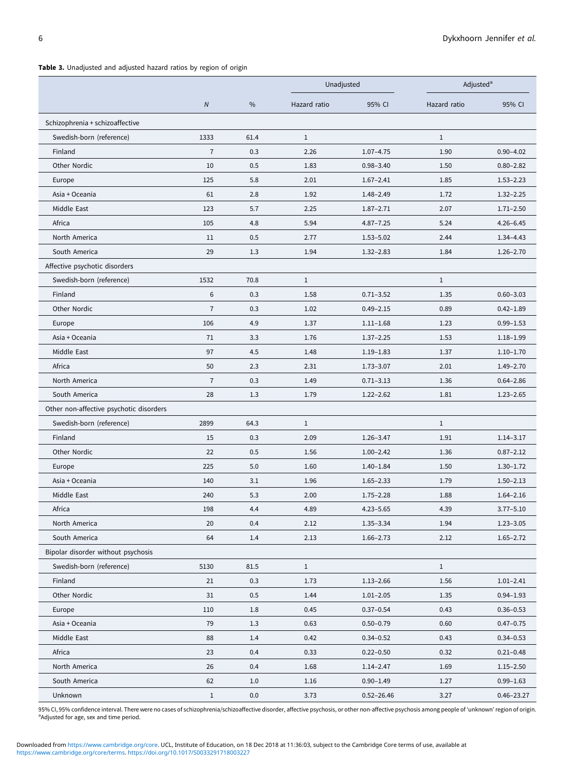**Table 3.** Unadjusted and adjusted hazard ratios by region of origin

| | | | Unadjusted | | Adjusted[a] | |
|---|---|---|---|---|---|---|
| | *N* | % | Hazard ratio | 95% CI | Hazard ratio | 95% CI |
| Schizophrenia + schizoaffective | | | | | | |
| Swedish-born (reference) | 1333 | 61.4 | 1 | | 1 | |
| Finland | 7 | 0.3 | 2.26 | 1.07–4.75 | 1.90 | 0.90–4.02 |
| Other Nordic | 10 | 0.5 | 1.83 | 0.98–3.40 | 1.50 | 0.80–2.82 |
| Europe | 125 | 5.8 | 2.01 | 1.67–2.41 | 1.85 | 1.53–2.23 |
| Asia + Oceania | 61 | 2.8 | 1.92 | 1.48–2.49 | 1.72 | 1.32–2.25 |
| Middle East | 123 | 5.7 | 2.25 | 1.87–2.71 | 2.07 | 1.71–2.50 |
| Africa | 105 | 4.8 | 5.94 | 4.87–7.25 | 5.24 | 4.26–6.45 |
| North America | 11 | 0.5 | 2.77 | 1.53–5.02 | 2.44 | 1.34–4.43 |
| South America | 29 | 1.3 | 1.94 | 1.32–2.83 | 1.84 | 1.26–2.70 |
| Affective psychotic disorders | | | | | | |
| Swedish-born (reference) | 1532 | 70.8 | 1 | | 1 | |
| Finland | 6 | 0.3 | 1.58 | 0.71–3.52 | 1.35 | 0.60–3.03 |
| Other Nordic | 7 | 0.3 | 1.02 | 0.49–2.15 | 0.89 | 0.42–1.89 |
| Europe | 106 | 4.9 | 1.37 | 1.11–1.68 | 1.23 | 0.99–1.53 |
| Asia + Oceania | 71 | 3.3 | 1.76 | 1.37–2.25 | 1.53 | 1.18–1.99 |
| Middle East | 97 | 4.5 | 1.48 | 1.19–1.83 | 1.37 | 1.10–1.70 |
| Africa | 50 | 2.3 | 2.31 | 1.73–3.07 | 2.01 | 1.49–2.70 |
| North America | 7 | 0.3 | 1.49 | 0.71–3.13 | 1.36 | 0.64–2.86 |
| South America | 28 | 1.3 | 1.79 | 1.22–2.62 | 1.81 | 1.23–2.65 |
| Other non-affective psychotic disorders | | | | | | |
| Swedish-born (reference) | 2899 | 64.3 | 1 | | 1 | |
| Finland | 15 | 0.3 | 2.09 | 1.26–3.47 | 1.91 | 1.14–3.17 |
| Other Nordic | 22 | 0.5 | 1.56 | 1.00–2.42 | 1.36 | 0.87–2.12 |
| Europe | 225 | 5.0 | 1.60 | 1.40–1.84 | 1.50 | 1.30–1.72 |
| Asia + Oceania | 140 | 3.1 | 1.96 | 1.65–2.33 | 1.79 | 1.50–2.13 |
| Middle East | 240 | 5.3 | 2.00 | 1.75–2.28 | 1.88 | 1.64–2.16 |
| Africa | 198 | 4.4 | 4.89 | 4.23–5.65 | 4.39 | 3.77–5.10 |
| North America | 20 | 0.4 | 2.12 | 1.35–3.34 | 1.94 | 1.23–3.05 |
| South America | 64 | 1.4 | 2.13 | 1.66–2.73 | 2.12 | 1.65–2.72 |
| Bipolar disorder without psychosis | | | | | | |
| Swedish-born (reference) | 5130 | 81.5 | 1 | | 1 | |
| Finland | 21 | 0.3 | 1.73 | 1.13–2.66 | 1.56 | 1.01–2.41 |
| Other Nordic | 31 | 0.5 | 1.44 | 1.01–2.05 | 1.35 | 0.94–1.93 |
| Europe | 110 | 1.8 | 0.45 | 0.37–0.54 | 0.43 | 0.36–0.53 |
| Asia + Oceania | 79 | 1.3 | 0.63 | 0.50–0.79 | 0.60 | 0.47–0.75 |
| Middle East | 88 | 1.4 | 0.42 | 0.34–0.52 | 0.43 | 0.34–0.53 |
| Africa | 23 | 0.4 | 0.33 | 0.22–0.50 | 0.32 | 0.21–0.48 |
| North America | 26 | 0.4 | 1.68 | 1.14–2.47 | 1.69 | 1.15–2.50 |
| South America | 62 | 1.0 | 1.16 | 0.90–1.49 | 1.27 | 0.99–1.63 |
| Unknown | 1 | 0.0 | 3.73 | 0.52–26.46 | 3.27 | 0.46–23.27 |

95% CI, 95% confidence interval. There were no cases of schizophrenia/schizoaffective disorder, affective psychosis, or other non-affective psychosis among people of 'unknown' region of origin.
[a]Adjusted for age, sex and time period.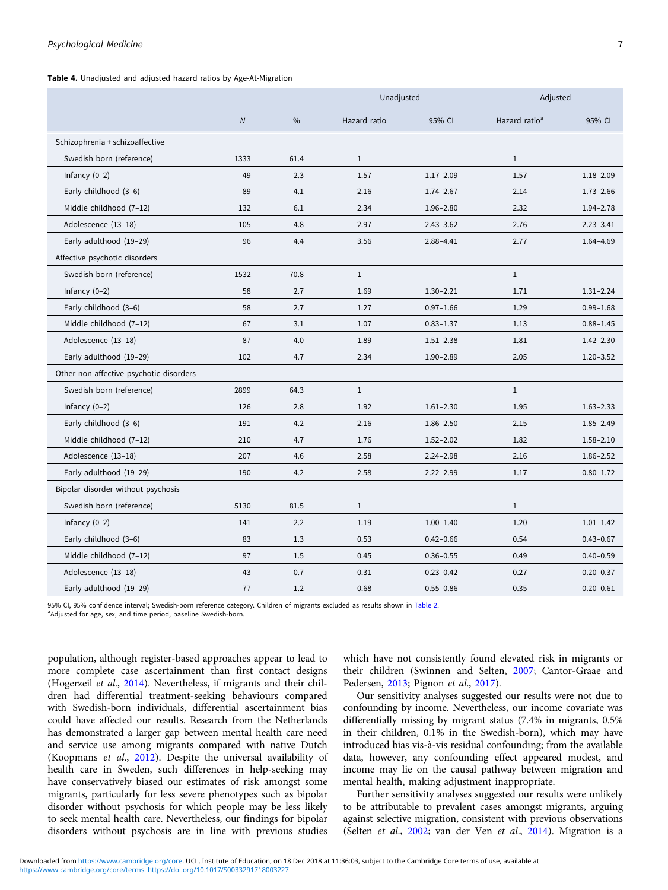**Table 4.** Unadjusted and adjusted hazard ratios by Age-At-Migration

| | *N* | % | Unadjusted | | Adjusted | |
|---|---|---|---|---|---|---|
| | | | Hazard ratio | 95% CI | Hazard ratio[a] | 95% CI |
| Schizophrenia + schizoaffective | | | | | | |
| Swedish born (reference) | 1333 | 61.4 | 1 | | 1 | |
| Infancy (0–2) | 49 | 2.3 | 1.57 | 1.17–2.09 | 1.57 | 1.18–2.09 |
| Early childhood (3–6) | 89 | 4.1 | 2.16 | 1.74–2.67 | 2.14 | 1.73–2.66 |
| Middle childhood (7–12) | 132 | 6.1 | 2.34 | 1.96–2.80 | 2.32 | 1.94–2.78 |
| Adolescence (13–18) | 105 | 4.8 | 2.97 | 2.43–3.62 | 2.76 | 2.23–3.41 |
| Early adulthood (19–29) | 96 | 4.4 | 3.56 | 2.88–4.41 | 2.77 | 1.64–4.69 |
| Affective psychotic disorders | | | | | | |
| Swedish born (reference) | 1532 | 70.8 | 1 | | 1 | |
| Infancy (0–2) | 58 | 2.7 | 1.69 | 1.30–2.21 | 1.71 | 1.31–2.24 |
| Early childhood (3–6) | 58 | 2.7 | 1.27 | 0.97–1.66 | 1.29 | 0.99–1.68 |
| Middle childhood (7–12) | 67 | 3.1 | 1.07 | 0.83–1.37 | 1.13 | 0.88–1.45 |
| Adolescence (13–18) | 87 | 4.0 | 1.89 | 1.51–2.38 | 1.81 | 1.42–2.30 |
| Early adulthood (19–29) | 102 | 4.7 | 2.34 | 1.90–2.89 | 2.05 | 1.20–3.52 |
| Other non-affective psychotic disorders | | | | | | |
| Swedish born (reference) | 2899 | 64.3 | 1 | | 1 | |
| Infancy (0–2) | 126 | 2.8 | 1.92 | 1.61–2.30 | 1.95 | 1.63–2.33 |
| Early childhood (3–6) | 191 | 4.2 | 2.16 | 1.86–2.50 | 2.15 | 1.85–2.49 |
| Middle childhood (7–12) | 210 | 4.7 | 1.76 | 1.52–2.02 | 1.82 | 1.58–2.10 |
| Adolescence (13–18) | 207 | 4.6 | 2.58 | 2.24–2.98 | 2.16 | 1.86–2.52 |
| Early adulthood (19–29) | 190 | 4.2 | 2.58 | 2.22–2.99 | 1.17 | 0.80–1.72 |
| Bipolar disorder without psychosis | | | | | | |
| Swedish born (reference) | 5130 | 81.5 | 1 | | 1 | |
| Infancy (0–2) | 141 | 2.2 | 1.19 | 1.00–1.40 | 1.20 | 1.01–1.42 |
| Early childhood (3–6) | 83 | 1.3 | 0.53 | 0.42–0.66 | 0.54 | 0.43–0.67 |
| Middle childhood (7–12) | 97 | 1.5 | 0.45 | 0.36–0.55 | 0.49 | 0.40–0.59 |
| Adolescence (13–18) | 43 | 0.7 | 0.31 | 0.23–0.42 | 0.27 | 0.20–0.37 |
| Early adulthood (19–29) | 77 | 1.2 | 0.68 | 0.55–0.86 | 0.35 | 0.20–0.61 |

95% CI, 95% confidence interval; Swedish-born reference category. Children of migrants excluded as results shown in Table 2.
[a]Adjusted for age, sex, and time period, baseline Swedish-born.

population, although register-based approaches appear to lead to more complete case ascertainment than first contact designs (Hogerzeil *et al.*, 2014). Nevertheless, if migrants and their children had differential treatment-seeking behaviours compared with Swedish-born individuals, differential ascertainment bias could have affected our results. Research from the Netherlands has demonstrated a larger gap between mental health care need and service use among migrants compared with native Dutch (Koopmans *et al.*, 2012). Despite the universal availability of health care in Sweden, such differences in help-seeking may have conservatively biased our estimates of risk amongst some migrants, particularly for less severe phenotypes such as bipolar disorder without psychosis for which people may be less likely to seek mental health care. Nevertheless, our findings for bipolar disorders without psychosis are in line with previous studies which have not consistently found elevated risk in migrants or their children (Swinnen and Selten, 2007; Cantor-Graae and Pedersen, 2013; Pignon *et al.*, 2017).

Our sensitivity analyses suggested our results were not due to confounding by income. Nevertheless, our income covariate was differentially missing by migrant status (7.4% in migrants, 0.5% in their children, 0.1% in the Swedish-born), which may have introduced bias vis-à-vis residual confounding; from the available data, however, any confounding effect appeared modest, and income may lie on the causal pathway between migration and mental health, making adjustment inappropriate.

Further sensitivity analyses suggested our results were unlikely to be attributable to prevalent cases amongst migrants, arguing against selective migration, consistent with previous observations (Selten *et al.*, 2002; van der Ven *et al.*, 2014). Migration is a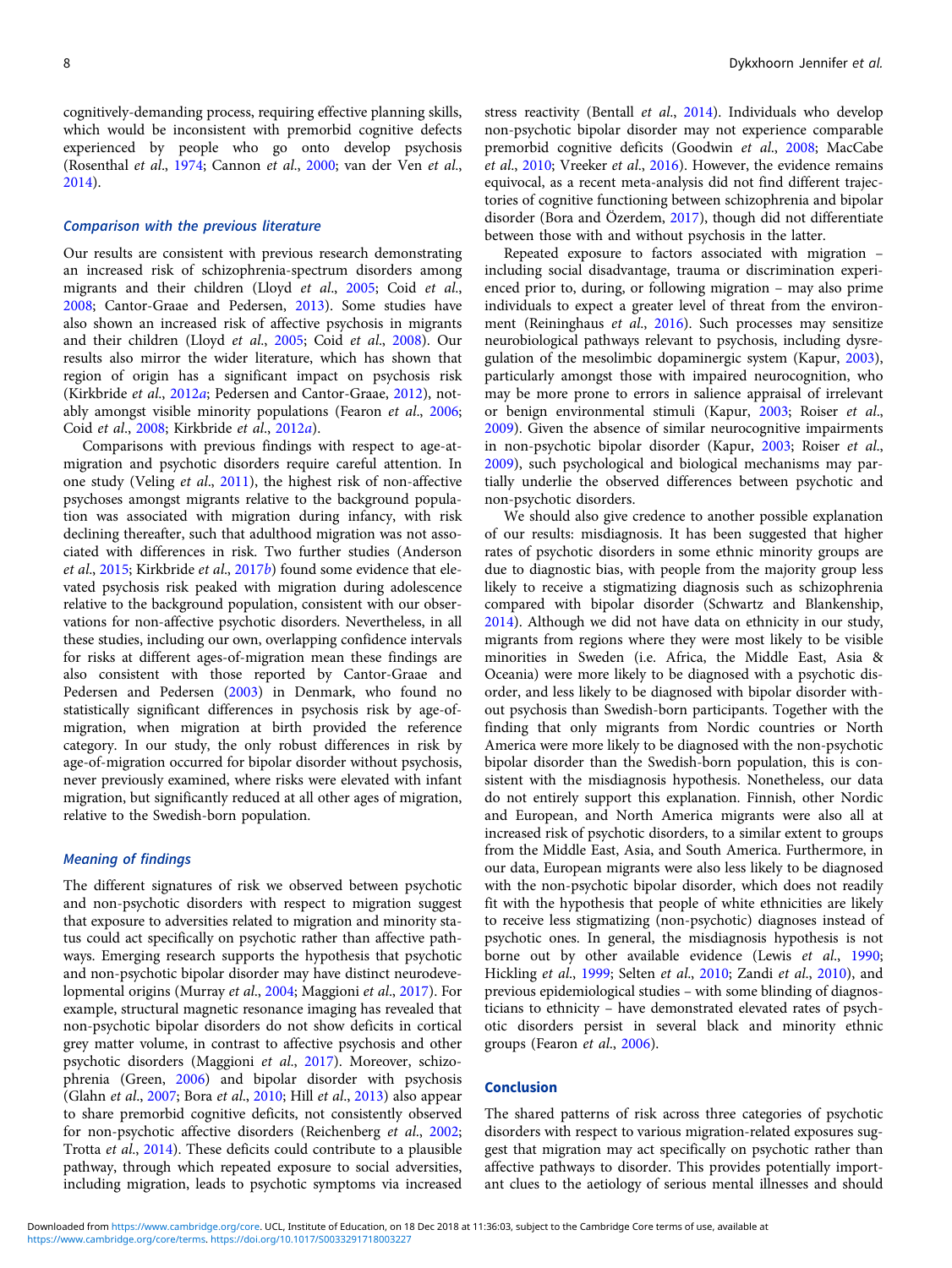cognitively-demanding process, requiring effective planning skills, which would be inconsistent with premorbid cognitive defects experienced by people who go onto develop psychosis (Rosenthal *et al*., 1974; Cannon *et al*., 2000; van der Ven *et al*., 2014).

### Comparison with the previous literature

Our results are consistent with previous research demonstrating an increased risk of schizophrenia-spectrum disorders among migrants and their children (Lloyd *et al*., 2005; Coid *et al*., 2008; Cantor-Graae and Pedersen, 2013). Some studies have also shown an increased risk of affective psychosis in migrants and their children (Lloyd *et al*., 2005; Coid *et al*., 2008). Our results also mirror the wider literature, which has shown that region of origin has a significant impact on psychosis risk (Kirkbride *et al*., 2012*a*; Pedersen and Cantor-Graae, 2012), notably amongst visible minority populations (Fearon *et al*., 2006; Coid *et al*., 2008; Kirkbride *et al*., 2012*a*).

Comparisons with previous findings with respect to age-at-migration and psychotic disorders require careful attention. In one study (Veling *et al*., 2011), the highest risk of non-affective psychoses amongst migrants relative to the background population was associated with migration during infancy, with risk declining thereafter, such that adulthood migration was not associated with differences in risk. Two further studies (Anderson *et al*., 2015; Kirkbride *et al*., 2017*b*) found some evidence that elevated psychosis risk peaked with migration during adolescence relative to the background population, consistent with our observations for non-affective psychotic disorders. Nevertheless, in all these studies, including our own, overlapping confidence intervals for risks at different ages-of-migration mean these findings are also consistent with those reported by Cantor-Graae and Pedersen (2003) in Denmark, who found no statistically significant differences in psychosis risk by age-of-migration, when migration at birth provided the reference category. In our study, the only robust differences in risk by age-of-migration occurred for bipolar disorder without psychosis, never previously examined, where risks were elevated with infant migration, but significantly reduced at all other ages of migration, relative to the Swedish-born population.

### Meaning of findings

The different signatures of risk we observed between psychotic and non-psychotic disorders with respect to migration suggest that exposure to adversities related to migration and minority status could act specifically on psychotic rather than affective pathways. Emerging research supports the hypothesis that psychotic and non-psychotic bipolar disorder may have distinct neurodevelopmental origins (Murray *et al*., 2004; Maggioni *et al*., 2017). For example, structural magnetic resonance imaging has revealed that non-psychotic bipolar disorders do not show deficits in cortical grey matter volume, in contrast to affective psychosis and other psychotic disorders (Maggioni *et al*., 2017). Moreover, schizophrenia (Green, 2006) and bipolar disorder with psychosis (Glahn *et al*., 2007; Bora *et al*., 2010; Hill *et al*., 2013) also appear to share premorbid cognitive deficits, not consistently observed for non-psychotic affective disorders (Reichenberg *et al*., 2002; Trotta *et al*., 2014). These deficits could contribute to a plausible pathway, through which repeated exposure to social adversities, including migration, leads to psychotic symptoms via increased stress reactivity (Bentall *et al*., 2014). Individuals who develop non-psychotic bipolar disorder may not experience comparable premorbid cognitive deficits (Goodwin *et al*., 2008; MacCabe *et al*., 2010; Vreeker *et al*., 2016). However, the evidence remains equivocal, as a recent meta-analysis did not find different trajectories of cognitive functioning between schizophrenia and bipolar disorder (Bora and Özerdem, 2017), though did not differentiate between those with and without psychosis in the latter.

Repeated exposure to factors associated with migration – including social disadvantage, trauma or discrimination experienced prior to, during, or following migration – may also prime individuals to expect a greater level of threat from the environment (Reininghaus *et al*., 2016). Such processes may sensitize neurobiological pathways relevant to psychosis, including dysregulation of the mesolimbic dopaminergic system (Kapur, 2003), particularly amongst those with impaired neurocognition, who may be more prone to errors in salience appraisal of irrelevant or benign environmental stimuli (Kapur, 2003; Roiser *et al*., 2009). Given the absence of similar neurocognitive impairments in non-psychotic bipolar disorder (Kapur, 2003; Roiser *et al*., 2009), such psychological and biological mechanisms may partially underlie the observed differences between psychotic and non-psychotic disorders.

We should also give credence to another possible explanation of our results: misdiagnosis. It has been suggested that higher rates of psychotic disorders in some ethnic minority groups are due to diagnostic bias, with people from the majority group less likely to receive a stigmatizing diagnosis such as schizophrenia compared with bipolar disorder (Schwartz and Blankenship, 2014). Although we did not have data on ethnicity in our study, migrants from regions where they were most likely to be visible minorities in Sweden (i.e. Africa, the Middle East, Asia & Oceania) were more likely to be diagnosed with a psychotic disorder, and less likely to be diagnosed with bipolar disorder without psychosis than Swedish-born participants. Together with the finding that only migrants from Nordic countries or North America were more likely to be diagnosed with the non-psychotic bipolar disorder than the Swedish-born population, this is consistent with the misdiagnosis hypothesis. Nonetheless, our data do not entirely support this explanation. Finnish, other Nordic and European, and North America migrants were also all at increased risk of psychotic disorders, to a similar extent to groups from the Middle East, Asia, and South America. Furthermore, in our data, European migrants were also less likely to be diagnosed with the non-psychotic bipolar disorder, which does not readily fit with the hypothesis that people of white ethnicities are likely to receive less stigmatizing (non-psychotic) diagnoses instead of psychotic ones. In general, the misdiagnosis hypothesis is not borne out by other available evidence (Lewis *et al*., 1990; Hickling *et al*., 1999; Selten *et al*., 2010; Zandi *et al*., 2010), and previous epidemiological studies – with some blinding of diagnosticians to ethnicity – have demonstrated elevated rates of psychotic disorders persist in several black and minority ethnic groups (Fearon *et al*., 2006).

## Conclusion

The shared patterns of risk across three categories of psychotic disorders with respect to various migration-related exposures suggest that migration may act specifically on psychotic rather than affective pathways to disorder. This provides potentially important clues to the aetiology of serious mental illnesses and should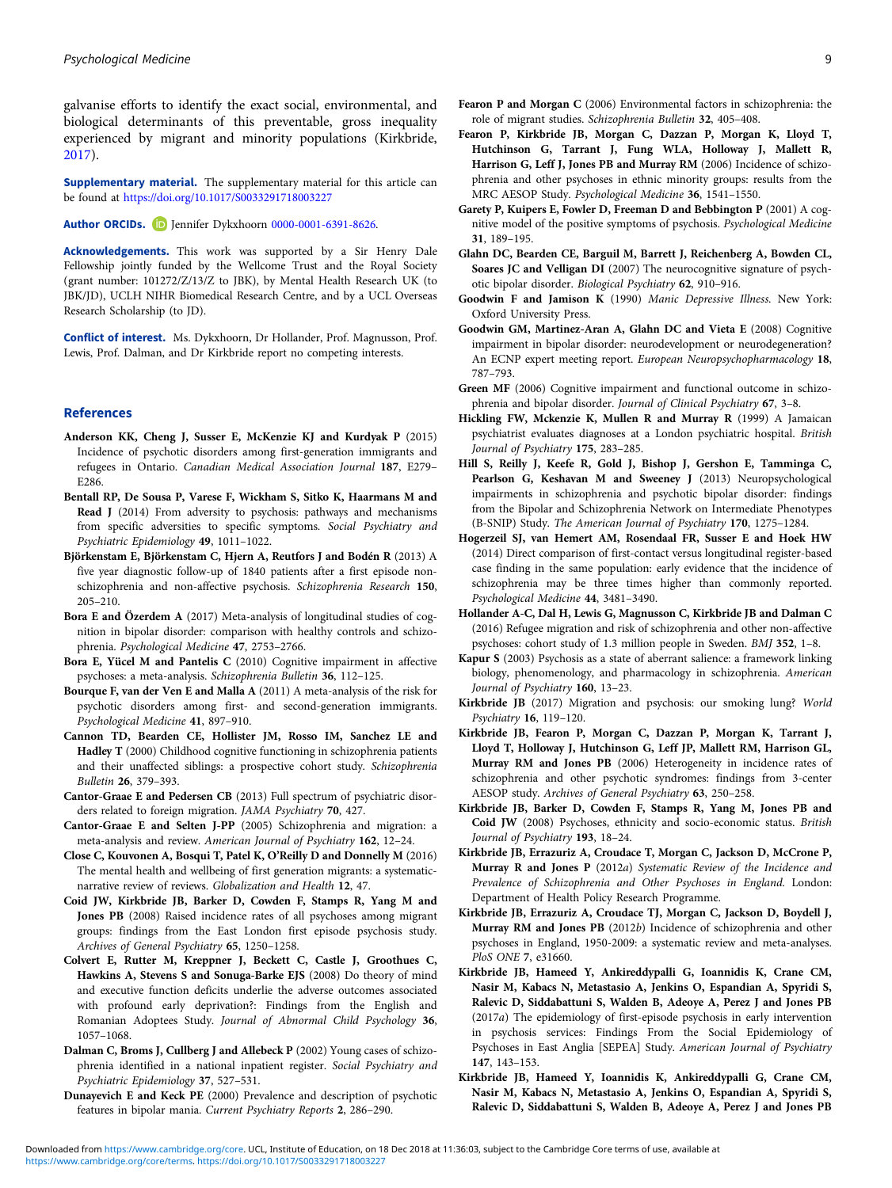galvanise efforts to identify the exact social, environmental, and biological determinants of this preventable, gross inequality experienced by migrant and minority populations (Kirkbride, 2017).

**Supplementary material.** The supplementary material for this article can be found at https://doi.org/10.1017/S0033291718003227

**Author ORCIDs.** Jennifer Dykxhoorn 0000-0001-6391-8626.

**Acknowledgements.** This work was supported by a Sir Henry Dale Fellowship jointly funded by the Wellcome Trust and the Royal Society (grant number: 101272/Z/13/Z to JBK), by Mental Health Research UK (to JBK/JD), UCLH NIHR Biomedical Research Centre, and by a UCL Overseas Research Scholarship (to JD).

**Conflict of interest.** Ms. Dykxhoorn, Dr Hollander, Prof. Magnusson, Prof. Lewis, Prof. Dalman, and Dr Kirkbride report no competing interests.

## References

**Anderson KK, Cheng J, Susser E, McKenzie KJ and Kurdyak P** (2015) Incidence of psychotic disorders among first-generation immigrants and refugees in Ontario. *Canadian Medical Association Journal* **187**, E279–E286.

**Bentall RP, De Sousa P, Varese F, Wickham S, Sitko K, Haarmans M and Read J** (2014) From adversity to psychosis: pathways and mechanisms from specific adversities to specific symptoms. *Social Psychiatry and Psychiatric Epidemiology* **49**, 1011–1022.

**Björkenstam E, Björkenstam C, Hjern A, Reutfors J and Bodén R** (2013) A five year diagnostic follow-up of 1840 patients after a first episode non-schizophrenia and non-affective psychosis. *Schizophrenia Research* **150**, 205–210.

**Bora E and Özerdem A** (2017) Meta-analysis of longitudinal studies of cognition in bipolar disorder: comparison with healthy controls and schizophrenia. *Psychological Medicine* **47**, 2753–2766.

**Bora E, Yücel M and Pantelis C** (2010) Cognitive impairment in affective psychoses: a meta-analysis. *Schizophrenia Bulletin* **36**, 112–125.

**Bourque F, van der Ven E and Malla A** (2011) A meta-analysis of the risk for psychotic disorders among first- and second-generation immigrants. *Psychological Medicine* **41**, 897–910.

**Cannon TD, Bearden CE, Hollister JM, Rosso IM, Sanchez LE and Hadley T** (2000) Childhood cognitive functioning in schizophrenia patients and their unaffected siblings: a prospective cohort study. *Schizophrenia Bulletin* **26**, 379–393.

**Cantor-Graae E and Pedersen CB** (2013) Full spectrum of psychiatric disorders related to foreign migration. *JAMA Psychiatry* **70**, 427.

**Cantor-Graae E and Selten J-PP** (2005) Schizophrenia and migration: a meta-analysis and review. *American Journal of Psychiatry* **162**, 12–24.

**Close C, Kouvonen A, Bosqui T, Patel K, O'Reilly D and Donnelly M** (2016) The mental health and wellbeing of first generation migrants: a systematic-narrative review of reviews. *Globalization and Health* **12**, 47.

**Coid JW, Kirkbride JB, Barker D, Cowden F, Stamps R, Yang M and Jones PB** (2008) Raised incidence rates of all psychoses among migrant groups: findings from the East London first episode psychosis study. *Archives of General Psychiatry* **65**, 1250–1258.

**Colvert E, Rutter M, Kreppner J, Beckett C, Castle J, Groothues C, Hawkins A, Stevens S and Sonuga-Barke EJS** (2008) Do theory of mind and executive function deficits underlie the adverse outcomes associated with profound early deprivation?: Findings from the English and Romanian Adoptees Study. *Journal of Abnormal Child Psychology* **36**, 1057–1068.

**Dalman C, Broms J, Cullberg J and Allebeck P** (2002) Young cases of schizophrenia identified in a national inpatient register. *Social Psychiatry and Psychiatric Epidemiology* **37**, 527–531.

**Dunayevich E and Keck PE** (2000) Prevalence and description of psychotic features in bipolar mania. *Current Psychiatry Reports* **2**, 286–290.

**Fearon P and Morgan C** (2006) Environmental factors in schizophrenia: the role of migrant studies. *Schizophrenia Bulletin* **32**, 405–408.

**Fearon P, Kirkbride JB, Morgan C, Dazzan P, Morgan K, Lloyd T, Hutchinson G, Tarrant J, Fung WLA, Holloway J, Mallett R, Harrison G, Leff J, Jones PB and Murray RM** (2006) Incidence of schizophrenia and other psychoses in ethnic minority groups: results from the MRC AESOP Study. *Psychological Medicine* **36**, 1541–1550.

**Garety P, Kuipers E, Fowler D, Freeman D and Bebbington P** (2001) A cognitive model of the positive symptoms of psychosis. *Psychological Medicine* **31**, 189–195.

**Glahn DC, Bearden CE, Barguil M, Barrett J, Reichenberg A, Bowden CL, Soares JC and Velligan DI** (2007) The neurocognitive signature of psychotic bipolar disorder. *Biological Psychiatry* **62**, 910–916.

**Goodwin F and Jamison K** (1990) *Manic Depressive Illness*. New York: Oxford University Press.

**Goodwin GM, Martinez-Aran A, Glahn DC and Vieta E** (2008) Cognitive impairment in bipolar disorder: neurodevelopment or neurodegeneration? An ECNP expert meeting report. *European Neuropsychopharmacology* **18**, 787–793.

**Green MF** (2006) Cognitive impairment and functional outcome in schizophrenia and bipolar disorder. *Journal of Clinical Psychiatry* **67**, 3–8.

**Hickling FW, Mckenzie K, Mullen R and Murray R** (1999) A Jamaican psychiatrist evaluates diagnoses at a London psychiatric hospital. *British Journal of Psychiatry* **175**, 283–285.

**Hill S, Reilly J, Keefe R, Gold J, Bishop J, Gershon E, Tamminga C, Pearlson G, Keshavan M and Sweeney J** (2013) Neuropsychological impairments in schizophrenia and psychotic bipolar disorder: findings from the Bipolar and Schizophrenia Network on Intermediate Phenotypes (B-SNIP) Study. *The American Journal of Psychiatry* **170**, 1275–1284.

**Hogerzeil SJ, van Hemert AM, Rosendaal FR, Susser E and Hoek HW** (2014) Direct comparison of first-contact versus longitudinal register-based case finding in the same population: early evidence that the incidence of schizophrenia may be three times higher than commonly reported. *Psychological Medicine* **44**, 3481–3490.

**Hollander A-C, Dal H, Lewis G, Magnusson C, Kirkbride JB and Dalman C** (2016) Refugee migration and risk of schizophrenia and other non-affective psychoses: cohort study of 1.3 million people in Sweden. *BMJ* **352**, 1–8.

**Kapur S** (2003) Psychosis as a state of aberrant salience: a framework linking biology, phenomenology, and pharmacology in schizophrenia. *American Journal of Psychiatry* **160**, 13–23.

**Kirkbride JB** (2017) Migration and psychosis: our smoking lung? *World Psychiatry* **16**, 119–120.

**Kirkbride JB, Fearon P, Morgan C, Dazzan P, Morgan K, Tarrant J, Lloyd T, Holloway J, Hutchinson G, Leff JP, Mallett RM, Harrison GL, Murray RM and Jones PB** (2006) Heterogeneity in incidence rates of schizophrenia and other psychotic syndromes: findings from 3-center AESOP study. *Archives of General Psychiatry* **63**, 250–258.

**Kirkbride JB, Barker D, Cowden F, Stamps R, Yang M, Jones PB and Coid JW** (2008) Psychoses, ethnicity and socio-economic status. *British Journal of Psychiatry* **193**, 18–24.

**Kirkbride JB, Errazuriz A, Croudace T, Morgan C, Jackson D, McCrone P, Murray R and Jones P** (2012*a*) *Systematic Review of the Incidence and Prevalence of Schizophrenia and Other Psychoses in England*. London: Department of Health Policy Research Programme.

**Kirkbride JB, Errazuriz A, Croudace TJ, Morgan C, Jackson D, Boydell J, Murray RM and Jones PB** (2012*b*) Incidence of schizophrenia and other psychoses in England, 1950-2009: a systematic review and meta-analyses. *PloS ONE* **7**, e31660.

**Kirkbride JB, Hameed Y, Ankireddypalli G, Ioannidis K, Crane CM, Nasir M, Kabacs N, Metastasio A, Jenkins O, Espandian A, Spyridi S, Ralevic D, Siddabattuni S, Walden B, Adeoye A, Perez J and Jones PB** (2017*a*) The epidemiology of first-episode psychosis in early intervention in psychosis services: Findings From the Social Epidemiology of Psychoses in East Anglia [SEPEA] Study. *American Journal of Psychiatry* **147**, 143–153.

**Kirkbride JB, Hameed Y, Ioannidis K, Ankireddypalli G, Crane CM, Nasir M, Kabacs N, Metastasio A, Jenkins O, Espandian A, Spyridi S, Ralevic D, Siddabattuni S, Walden B, Adeoye A, Perez J and Jones PB**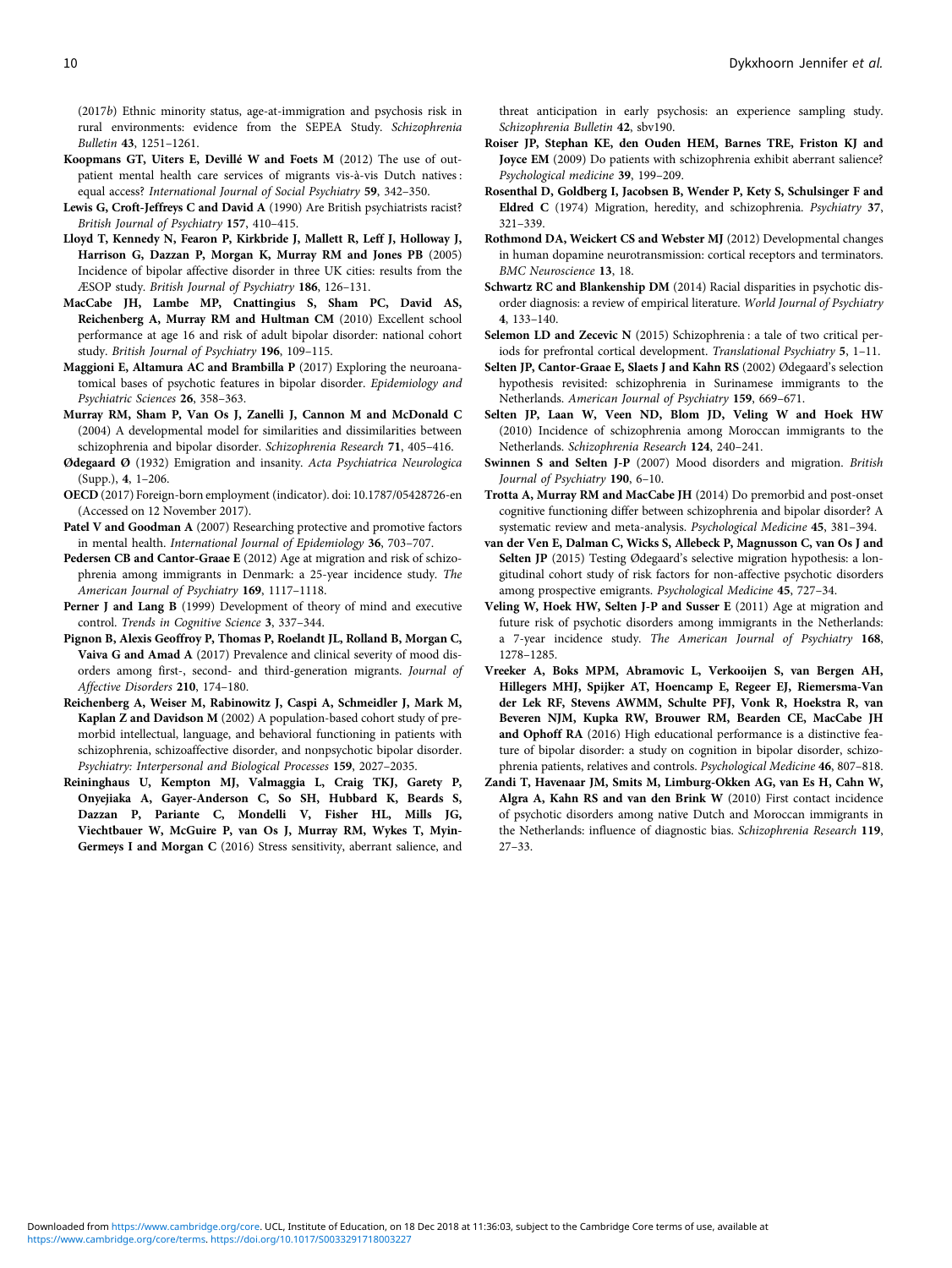(2017*b*) Ethnic minority status, age-at-immigration and psychosis risk in rural environments: evidence from the SEPEA Study. *Schizophrenia Bulletin* **43**, 1251–1261.

**Koopmans GT, Uiters E, Devillé W and Foets M** (2012) The use of outpatient mental health care services of migrants vis-à-vis Dutch natives : equal access? *International Journal of Social Psychiatry* **59**, 342–350.

**Lewis G, Croft-Jeffreys C and David A** (1990) Are British psychiatrists racist? *British Journal of Psychiatry* **157**, 410–415.

**Lloyd T, Kennedy N, Fearon P, Kirkbride J, Mallett R, Leff J, Holloway J, Harrison G, Dazzan P, Morgan K, Murray RM and Jones PB** (2005) Incidence of bipolar affective disorder in three UK cities: results from the ÆSOP study. *British Journal of Psychiatry* **186**, 126–131.

**MacCabe JH, Lambe MP, Cnattingius S, Sham PC, David AS, Reichenberg A, Murray RM and Hultman CM** (2010) Excellent school performance at age 16 and risk of adult bipolar disorder: national cohort study. *British Journal of Psychiatry* **196**, 109–115.

**Maggioni E, Altamura AC and Brambilla P** (2017) Exploring the neuroanatomical bases of psychotic features in bipolar disorder. *Epidemiology and Psychiatric Sciences* **26**, 358–363.

**Murray RM, Sham P, Van Os J, Zanelli J, Cannon M and McDonald C** (2004) A developmental model for similarities and dissimilarities between schizophrenia and bipolar disorder. *Schizophrenia Research* **71**, 405–416.

**Ødegaard Ø** (1932) Emigration and insanity. *Acta Psychiatrica Neurologica* (Supp.), **4**, 1–206.

**OECD** (2017) Foreign-born employment (indicator). doi: 10.1787/05428726-en (Accessed on 12 November 2017).

**Patel V and Goodman A** (2007) Researching protective and promotive factors in mental health. *International Journal of Epidemiology* **36**, 703–707.

**Pedersen CB and Cantor-Graae E** (2012) Age at migration and risk of schizophrenia among immigrants in Denmark: a 25-year incidence study. *The American Journal of Psychiatry* **169**, 1117–1118.

**Perner J and Lang B** (1999) Development of theory of mind and executive control. *Trends in Cognitive Science* **3**, 337–344.

**Pignon B, Alexis Geoffroy P, Thomas P, Roelandt JL, Rolland B, Morgan C, Vaiva G and Amad A** (2017) Prevalence and clinical severity of mood disorders among first-, second- and third-generation migrants. *Journal of Affective Disorders* **210**, 174–180.

**Reichenberg A, Weiser M, Rabinowitz J, Caspi A, Schmeidler J, Mark M, Kaplan Z and Davidson M** (2002) A population-based cohort study of premorbid intellectual, language, and behavioral functioning in patients with schizophrenia, schizoaffective disorder, and nonpsychotic bipolar disorder. *Psychiatry: Interpersonal and Biological Processes* **159**, 2027–2035.

**Reininghaus U, Kempton MJ, Valmaggia L, Craig TKJ, Garety P, Onyejiaka A, Gayer-Anderson C, So SH, Hubbard K, Beards S, Dazzan P, Pariante C, Mondelli V, Fisher HL, Mills JG, Viechtbauer W, McGuire P, van Os J, Murray RM, Wykes T, Myin-Germeys I and Morgan C** (2016) Stress sensitivity, aberrant salience, and threat anticipation in early psychosis: an experience sampling study. *Schizophrenia Bulletin* **42**, sbv190.

**Roiser JP, Stephan KE, den Ouden HEM, Barnes TRE, Friston KJ and Joyce EM** (2009) Do patients with schizophrenia exhibit aberrant salience? *Psychological medicine* **39**, 199–209.

**Rosenthal D, Goldberg I, Jacobsen B, Wender P, Kety S, Schulsinger F and Eldred C** (1974) Migration, heredity, and schizophrenia. *Psychiatry* **37**, 321–339.

**Rothmond DA, Weickert CS and Webster MJ** (2012) Developmental changes in human dopamine neurotransmission: cortical receptors and terminators. *BMC Neuroscience* **13**, 18.

**Schwartz RC and Blankenship DM** (2014) Racial disparities in psychotic disorder diagnosis: a review of empirical literature. *World Journal of Psychiatry* **4**, 133–140.

**Selemon LD and Zecevic N** (2015) Schizophrenia : a tale of two critical periods for prefrontal cortical development. *Translational Psychiatry* **5**, 1–11.

**Selten JP, Cantor-Graae E, Slaets J and Kahn RS** (2002) Ødegaard's selection hypothesis revisited: schizophrenia in Surinamese immigrants to the Netherlands. *American Journal of Psychiatry* **159**, 669–671.

**Selten JP, Laan W, Veen ND, Blom JD, Veling W and Hoek HW** (2010) Incidence of schizophrenia among Moroccan immigrants to the Netherlands. *Schizophrenia Research* **124**, 240–241.

**Swinnen S and Selten J-P** (2007) Mood disorders and migration. *British Journal of Psychiatry* **190**, 6–10.

**Trotta A, Murray RM and MacCabe JH** (2014) Do premorbid and post-onset cognitive functioning differ between schizophrenia and bipolar disorder? A systematic review and meta-analysis. *Psychological Medicine* **45**, 381–394.

**van der Ven E, Dalman C, Wicks S, Allebeck P, Magnusson C, van Os J and Selten JP** (2015) Testing Ødegaard's selective migration hypothesis: a longitudinal cohort study of risk factors for non-affective psychotic disorders among prospective emigrants. *Psychological Medicine* **45**, 727–34.

**Veling W, Hoek HW, Selten J-P and Susser E** (2011) Age at migration and future risk of psychotic disorders among immigrants in the Netherlands: a 7-year incidence study. *The American Journal of Psychiatry* **168**, 1278–1285.

**Vreeker A, Boks MPM, Abramovic L, Verkooijen S, van Bergen AH, Hillegers MHJ, Spijker AT, Hoencamp E, Regeer EJ, Riemersma-Van der Lek RF, Stevens AWMM, Schulte PFJ, Vonk R, Hoekstra R, van Beveren NJM, Kupka RW, Brouwer RM, Bearden CE, MacCabe JH and Ophoff RA** (2016) High educational performance is a distinctive feature of bipolar disorder: a study on cognition in bipolar disorder, schizophrenia patients, relatives and controls. *Psychological Medicine* **46**, 807–818.

**Zandi T, Havenaar JM, Smits M, Limburg-Okken AG, van Es H, Cahn W, Algra A, Kahn RS and van den Brink W** (2010) First contact incidence of psychotic disorders among native Dutch and Moroccan immigrants in the Netherlands: influence of diagnostic bias. *Schizophrenia Research* **119**, 27–33.